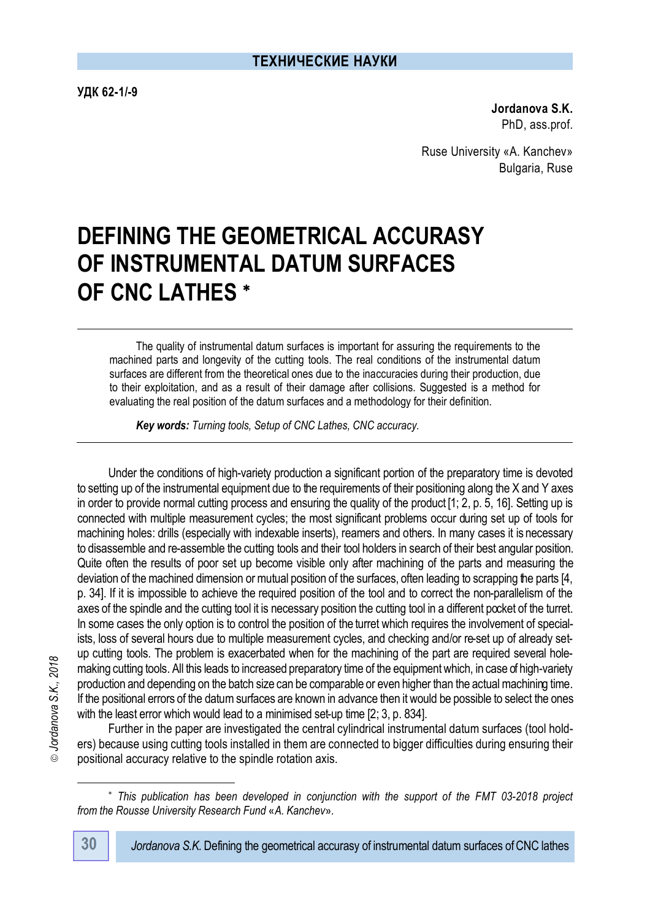**ТЕХНИЧЕСКИЕ НАУКИ**

**УДК 62-1/-9**

**Jordanova S.K.**
PhD, ass.prof.

Ruse University «A. Kanchev»
Bulgaria, Ruse

# DEFINING THE GEOMETRICAL ACCURASY OF INSTRUMENTAL DATUM SURFACES OF CNC LATHES *

The quality of instrumental datum surfaces is important for assuring the requirements to the machined parts and longevity of the cutting tools. The real conditions of the instrumental datum surfaces are different from the theoretical ones due to the inaccuracies during their production, due to their exploitation, and as a result of their damage after collisions. Suggested is a method for evaluating the real position of the datum surfaces and a methodology for their definition.

***Key words:*** *Turning tools, Setup of CNC Lathes, CNC accuracy.*

Under the conditions of high-variety production a significant portion of the preparatory time is devoted to setting up of the instrumental equipment due to the requirements of their positioning along the X and Y axes in order to provide normal cutting process and ensuring the quality of the product [1; 2, p. 5, 16]. Setting up is connected with multiple measurement cycles; the most significant problems occur during set up of tools for machining holes: drills (especially with indexable inserts), reamers and others. In many cases it is necessary to disassemble and re-assemble the cutting tools and their tool holders in search of their best angular position. Quite often the results of poor set up become visible only after machining of the parts and measuring the deviation of the machined dimension or mutual position of the surfaces, often leading to scrapping the parts [4, p. 34]. If it is impossible to achieve the required position of the tool and to correct the non-parallelism of the axes of the spindle and the cutting tool it is necessary position the cutting tool in a different pocket of the turret. In some cases the only option is to control the position of the turret which requires the involvement of specialists, loss of several hours due to multiple measurement cycles, and checking and/or re-set up of already set-up cutting tools. The problem is exacerbated when for the machining of the part are required several hole-making cutting tools. All this leads to increased preparatory time of the equipment which, in case of high-variety production and depending on the batch size can be comparable or even higher than the actual machining time. If the positional errors of the datum surfaces are known in advance then it would be possible to select the ones with the least error which would lead to a minimised set-up time [2; 3, p. 834].

Further in the paper are investigated the central cylindrical instrumental datum surfaces (tool holders) because using cutting tools installed in them are connected to bigger difficulties during ensuring their positional accuracy relative to the spindle rotation axis.

\* *This publication has been developed in conjunction with the support of the FMT 03-2018 project from the Rousse University Research Fund «A. Kanchev».*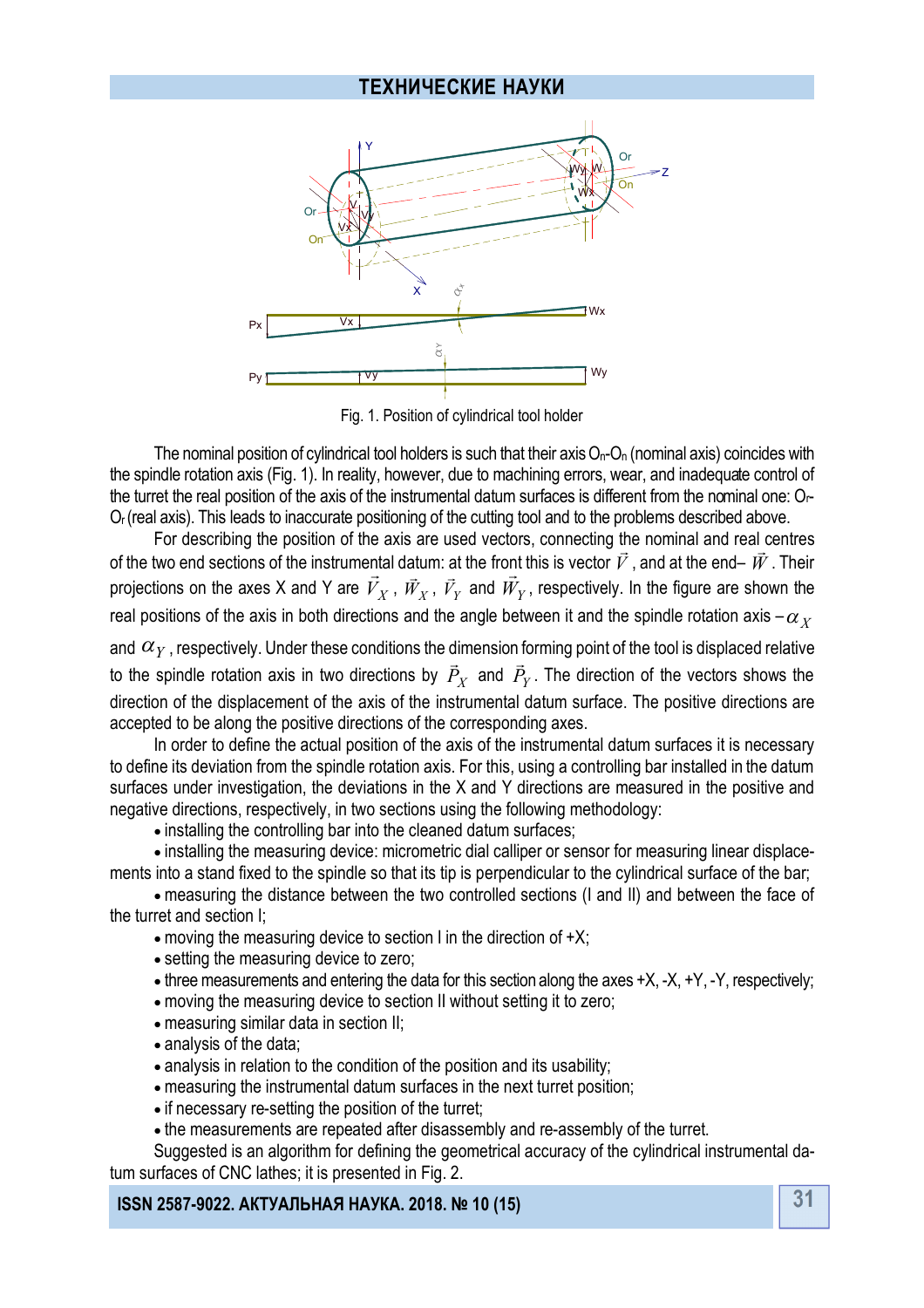Fig. 1. Position of cylindrical tool holder

The nominal position of cylindrical tool holders is such that their axis $O_n$-$O_n$ (nominal axis) coincides with the spindle rotation axis (Fig. 1). In reality, however, due to machining errors, wear, and inadequate control of the turret the real position of the axis of the instrumental datum surfaces is different from the nominal one: $O_r$-$O_r$ (real axis). This leads to inaccurate positioning of the cutting tool and to the problems described above.

For describing the position of the axis are used vectors, connecting the nominal and real centres of the two end sections of the instrumental datum: at the front this is vector $\vec{V}$, and at the end– $\vec{W}$. Their projections on the axes X and Y are $\vec{V}_X$, $\vec{W}_X$, $\vec{V}_Y$ and $\vec{W}_Y$, respectively. In the figure are shown the real positions of the axis in both directions and the angle between it and the spindle rotation axis – $\alpha_X$ and $\alpha_Y$, respectively. Under these conditions the dimension forming point of the tool is displaced relative to the spindle rotation axis in two directions by $\vec{P}_X$ and $\vec{P}_Y$. The direction of the vectors shows the direction of the displacement of the axis of the instrumental datum surface. The positive directions are accepted to be along the positive directions of the corresponding axes.

In order to define the actual position of the axis of the instrumental datum surfaces it is necessary to define its deviation from the spindle rotation axis. For this, using a controlling bar installed in the datum surfaces under investigation, the deviations in the X and Y directions are measured in the positive and negative directions, respectively, in two sections using the following methodology:

- installing the controlling bar into the cleaned datum surfaces;
- installing the measuring device: micrometric dial calliper or sensor for measuring linear displacements into a stand fixed to the spindle so that its tip is perpendicular to the cylindrical surface of the bar;
- measuring the distance between the two controlled sections (I and II) and between the face of the turret and section I;
- moving the measuring device to section I in the direction of +X;
- setting the measuring device to zero;
- three measurements and entering the data for this section along the axes +X, -X, +Y, -Y, respectively;
- moving the measuring device to section II without setting it to zero;
- measuring similar data in section II;
- analysis of the data;
- analysis in relation to the condition of the position and its usability;
- measuring the instrumental datum surfaces in the next turret position;
- if necessary re-setting the position of the turret;
- the measurements are repeated after disassembly and re-assembly of the turret.

Suggested is an algorithm for defining the geometrical accuracy of the cylindrical instrumental datum surfaces of CNC lathes; it is presented in Fig. 2.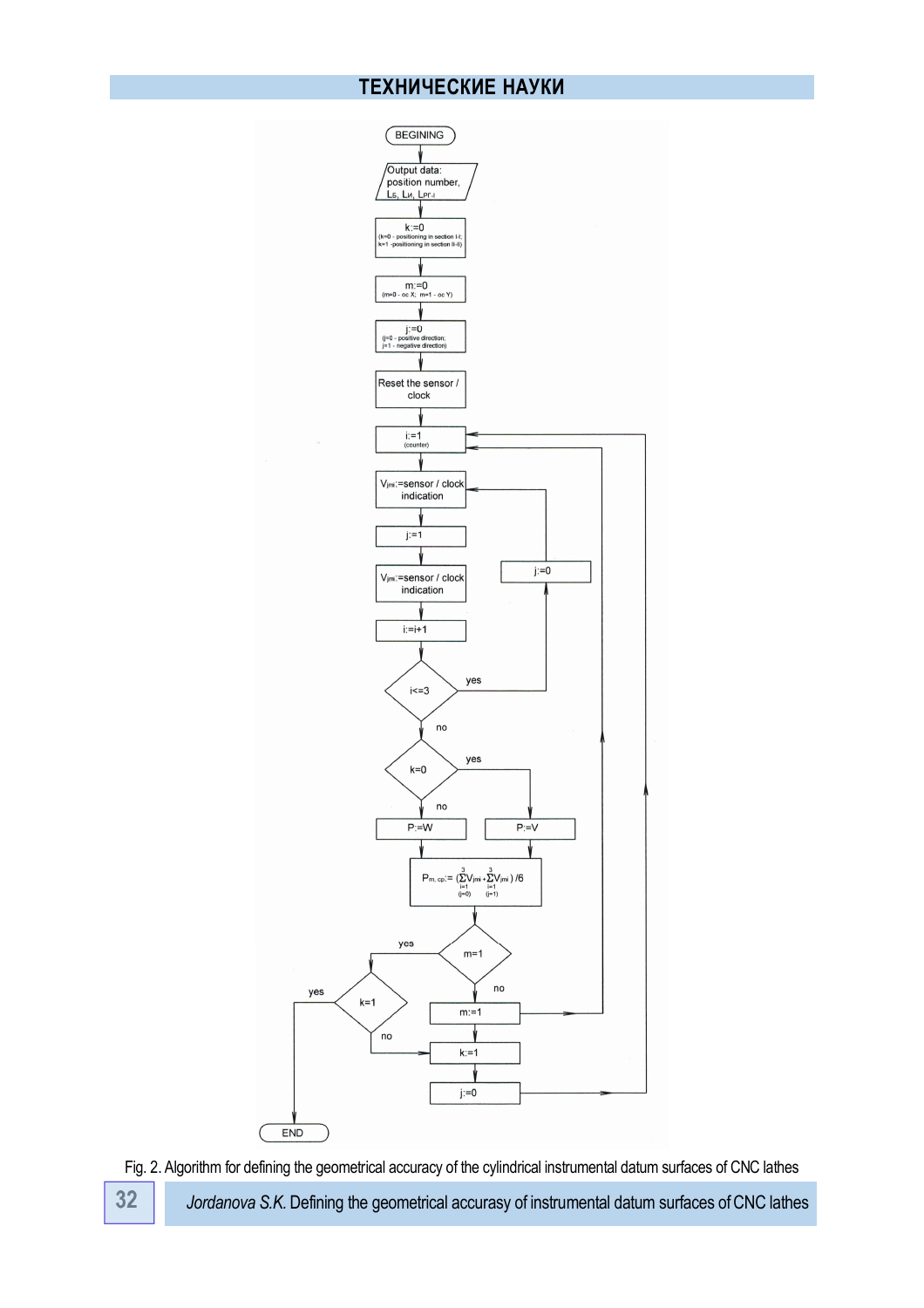Fig. 2. Algorithm for defining the geometrical accuracy of the cylindrical instrumental datum surfaces of CNC lathes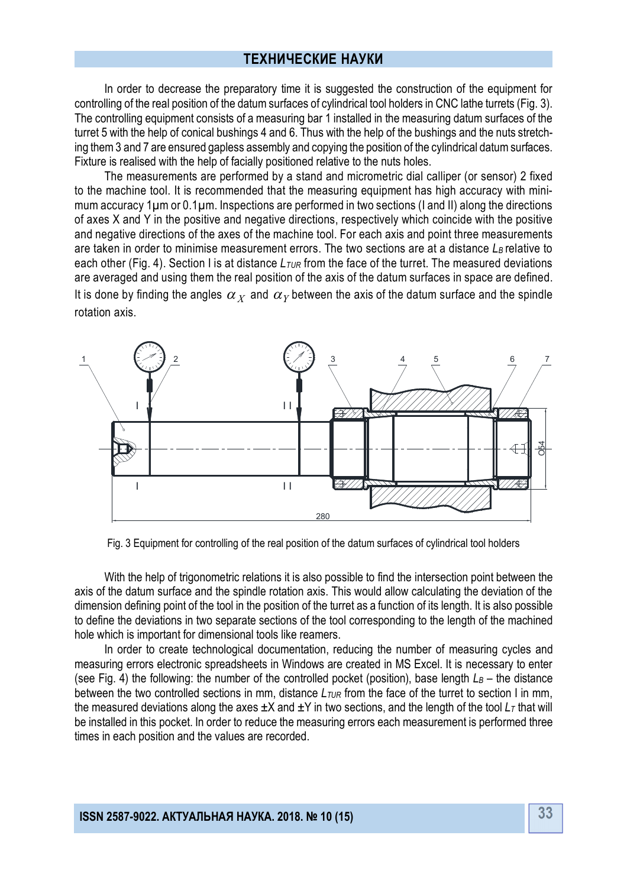In order to decrease the preparatory time it is suggested the construction of the equipment for controlling of the real position of the datum surfaces of cylindrical tool holders in CNC lathe turrets (Fig. 3). The controlling equipment consists of a measuring bar 1 installed in the measuring datum surfaces of the turret 5 with the help of conical bushings 4 and 6. Thus with the help of the bushings and the nuts stretching them 3 and 7 are ensured gapless assembly and copying the position of the cylindrical datum surfaces. Fixture is realised with the help of facially positioned relative to the nuts holes.

The measurements are performed by a stand and micrometric dial calliper (or sensor) 2 fixed to the machine tool. It is recommended that the measuring equipment has high accuracy with minimum accuracy 1μm or 0.1μm. Inspections are performed in two sections (I and II) along the directions of axes X and Y in the positive and negative directions, respectively which coincide with the positive and negative directions of the axes of the machine tool. For each axis and point three measurements are taken in order to minimise measurement errors. The two sections are at a distance $L_B$ relative to each other (Fig. 4). Section I is at distance $L_{TUR}$ from the face of the turret. The measured deviations are averaged and using them the real position of the axis of the datum surfaces in space are defined. It is done by finding the angles $\alpha_X$ and $\alpha_Y$ between the axis of the datum surface and the spindle rotation axis.

Fig. 3 Equipment for controlling of the real position of the datum surfaces of cylindrical tool holders

With the help of trigonometric relations it is also possible to find the intersection point between the axis of the datum surface and the spindle rotation axis. This would allow calculating the deviation of the dimension defining point of the tool in the position of the turret as a function of its length. It is also possible to define the deviations in two separate sections of the tool corresponding to the length of the machined hole which is important for dimensional tools like reamers.

In order to create technological documentation, reducing the number of measuring cycles and measuring errors electronic spreadsheets in Windows are created in MS Excel. It is necessary to enter (see Fig. 4) the following: the number of the controlled pocket (position), base length $L_B$ – the distance between the two controlled sections in mm, distance $L_{TUR}$ from the face of the turret to section I in mm, the measured deviations along the axes ±X and ±Y in two sections, and the length of the tool $L_T$ that will be installed in this pocket. In order to reduce the measuring errors each measurement is performed three times in each position and the values are recorded.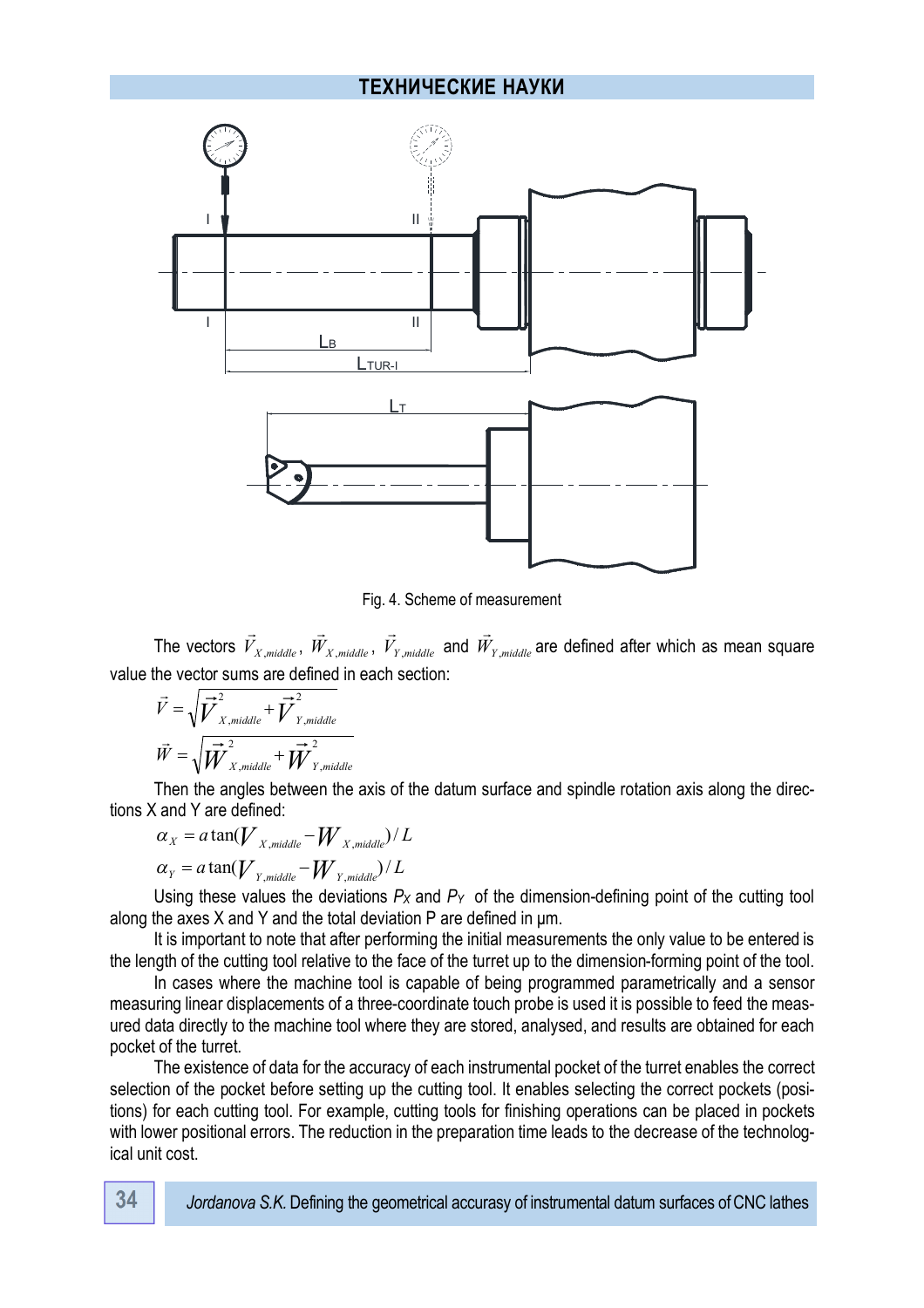Fig. 4. Scheme of measurement

The vectors $\vec{V}_{X,middle}$, $\vec{W}_{X,middle}$, $\vec{V}_{Y,middle}$ and $\vec{W}_{Y,middle}$ are defined after which as mean square value the vector sums are defined in each section:

$$\vec{V} = \sqrt{\vec{V}^{2}_{X,middle} + \vec{V}^{2}_{Y,middle}}$$

$$\vec{W} = \sqrt{\vec{W}^{2}_{X,middle} + \vec{W}^{2}_{Y,middle}}$$

Then the angles between the axis of the datum surface and spindle rotation axis along the directions X and Y are defined:

$$\alpha_X = a\tan(V_{X,middle} - W_{X,middle})/L$$

$$\alpha_Y = a\tan(V_{Y,middle} - W_{Y,middle})/L$$

Using these values the deviations $P_X$ and $P_Y$ of the dimension-defining point of the cutting tool along the axes X and Y and the total deviation P are defined in μm.

It is important to note that after performing the initial measurements the only value to be entered is the length of the cutting tool relative to the face of the turret up to the dimension-forming point of the tool.

In cases where the machine tool is capable of being programmed parametrically and a sensor measuring linear displacements of a three-coordinate touch probe is used it is possible to feed the measured data directly to the machine tool where they are stored, analysed, and results are obtained for each pocket of the turret.

The existence of data for the accuracy of each instrumental pocket of the turret enables the correct selection of the pocket before setting up the cutting tool. It enables selecting the correct pockets (positions) for each cutting tool. For example, cutting tools for finishing operations can be placed in pockets with lower positional errors. The reduction in the preparation time leads to the decrease of the technological unit cost.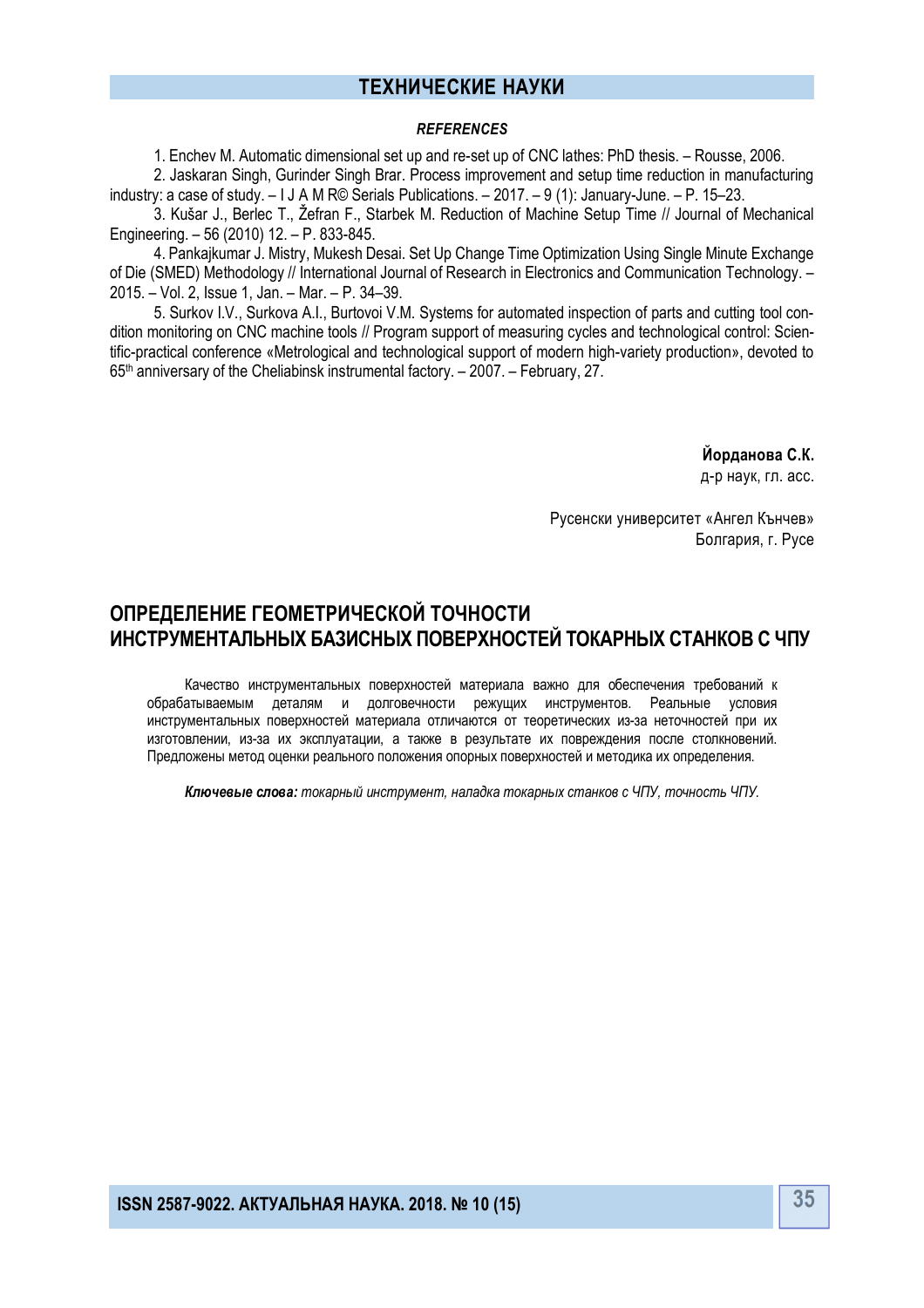### *REFERENCES*

1. Enchev M. Automatic dimensional set up and re-set up of CNC lathes: PhD thesis. – Rousse, 2006.
2. Jaskaran Singh, Gurinder Singh Brar. Process improvement and setup time reduction in manufacturing industry: a case of study. – I J A M R© Serials Publications. – 2017. – 9 (1): January-June. – P. 15–23.
3. Kušar J., Berlec T., Žefran F., Starbek M. Reduction of Machine Setup Time // Journal of Mechanical Engineering. – 56 (2010) 12. – P. 833-845.
4. Pankajkumar J. Mistry, Mukesh Desai. Set Up Change Time Optimization Using Single Minute Exchange of Die (SMED) Methodology // International Journal of Research in Electronics and Communication Technology. – 2015. – Vol. 2, Issue 1, Jan. – Mar. – P. 34–39.
5. Surkov I.V., Surkova A.I., Burtovoi V.M. Systems for automated inspection of parts and cutting tool condition monitoring on CNC machine tools // Program support of measuring cycles and technological control: Scientific-practical conference «Metrological and technological support of modern high-variety production», devoted to 65th anniversary of the Cheliabinsk instrumental factory. – 2007. – February, 27.

**Йорданова С.К.**
д-р наук, гл. асс.

Русенски университет «Ангел Кънчев»
Болгария, г. Русе

## ОПРЕДЕЛЕНИЕ ГЕОМЕТРИЧЕСКОЙ ТОЧНОСТИ ИНСТРУМЕНТАЛЬНЫХ БАЗИСНЫХ ПОВЕРХНОСТЕЙ ТОКАРНЫХ СТАНКОВ С ЧПУ

Качество инструментальных поверхностей материала важно для обеспечения требований к обрабатываемым деталям и долговечности режущих инструментов. Реальные условия инструментальных поверхностей материала отличаются от теоретических из-за неточностей при их изготовлении, из-за их эксплуатации, а также в результате их повреждения после столкновений. Предложены метод оценки реального положения опорных поверхностей и методика их определения.

***Ключевые слова:*** *токарный инструмент, наладка токарных станков с ЧПУ, точность ЧПУ.*